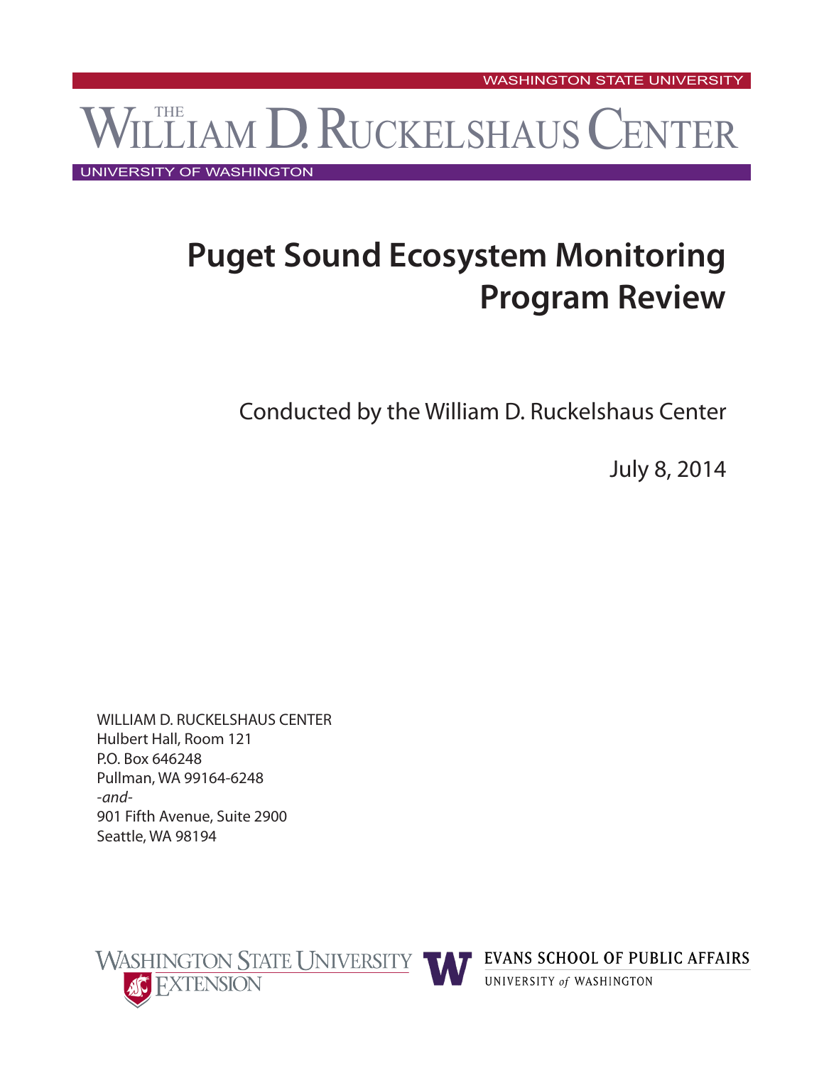WASHINGTON STATE UNIVERSITY

THE WILLIAM D. RUCKELSHAUS CENTER

UNIVERSITY OF WASHINGTON

# Puget Sound Ecosystem Monitoring Program Review

Conducted by the William D. Ruckelshaus Center

July 8, 2014

WILLIAM D. RUCKELSHAUS CENTER
Hulbert Hall, Room 121
P.O. Box 646248
Pullman, WA 99164-6248
*-and-*
901 Fifth Avenue, Suite 2900
Seattle, WA 98194

WASHINGTON STATE UNIVERSITY EXTENSION

EVANS SCHOOL OF PUBLIC AFFAIRS
UNIVERSITY *of* WASHINGTON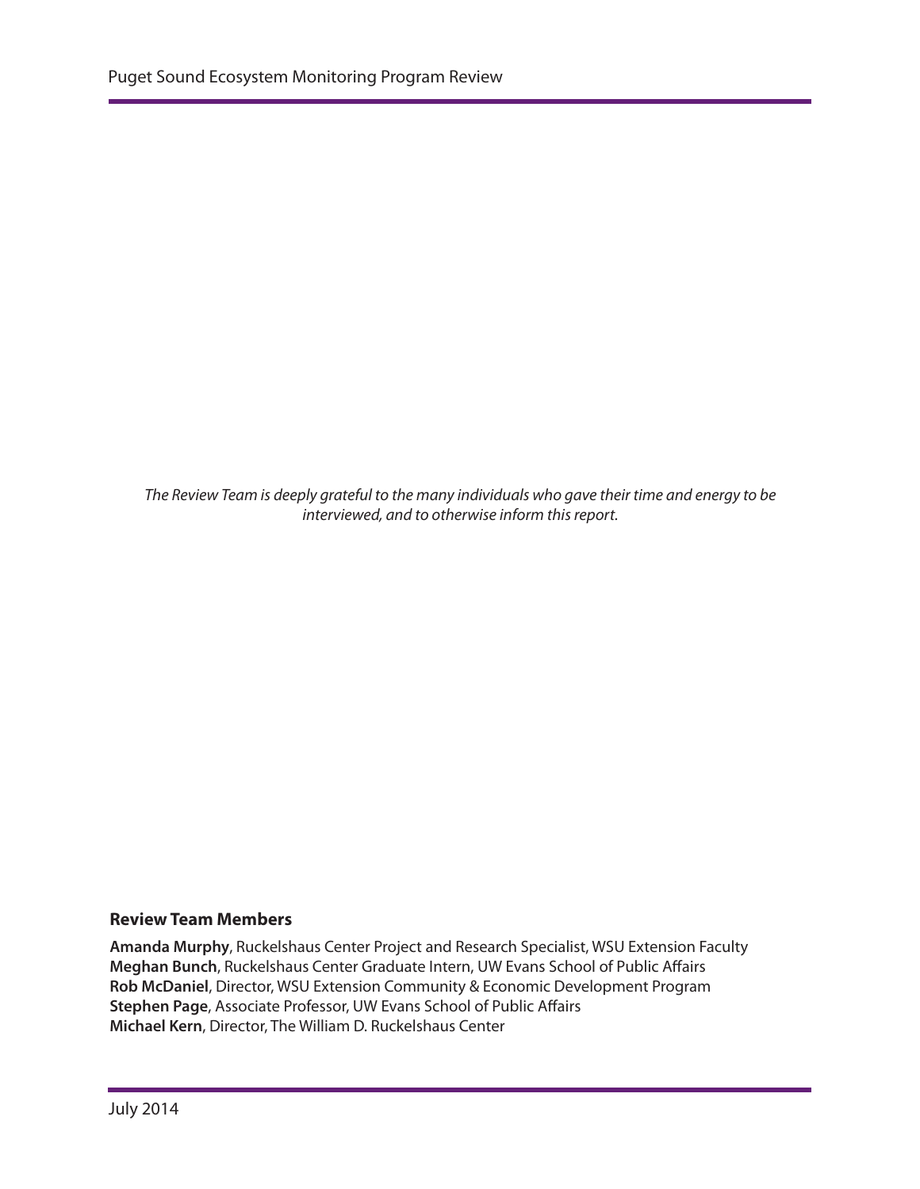*The Review Team is deeply grateful to the many individuals who gave their time and energy to be interviewed, and to otherwise inform this report.*

**Review Team Members**

**Amanda Murphy**, Ruckelshaus Center Project and Research Specialist, WSU Extension Faculty
**Meghan Bunch**, Ruckelshaus Center Graduate Intern, UW Evans School of Public Affairs
**Rob McDaniel**, Director, WSU Extension Community & Economic Development Program
**Stephen Page**, Associate Professor, UW Evans School of Public Affairs
**Michael Kern**, Director, The William D. Ruckelshaus Center

July 2014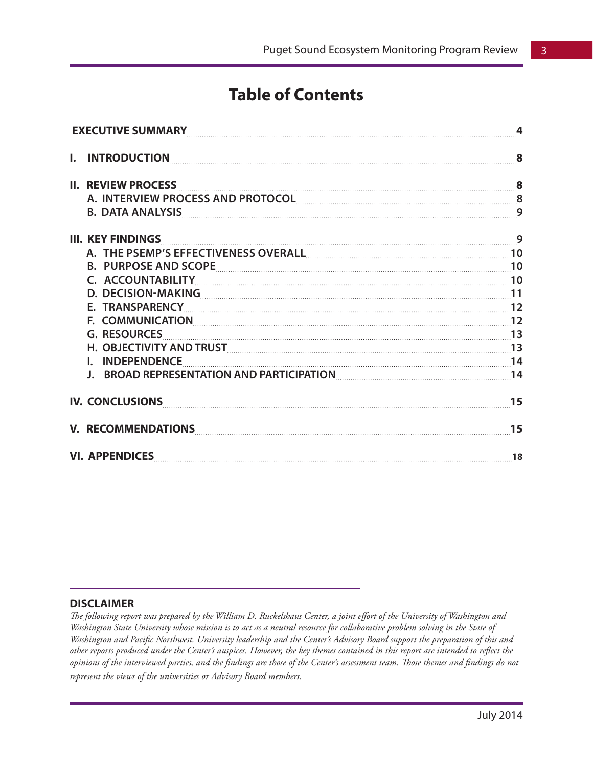# Table of Contents

| | |
|---|---|
| **EXECUTIVE SUMMARY** | **4** |
| **I. INTRODUCTION** | **8** |
| **II. REVIEW PROCESS** | **8** |
| **A. INTERVIEW PROCESS AND PROTOCOL** | **8** |
| **B. DATA ANALYSIS** | **9** |
| **III. KEY FINDINGS** | **9** |
| **A. THE PSEMP'S EFFECTIVENESS OVERALL** | **10** |
| **B. PURPOSE AND SCOPE** | **10** |
| **C. ACCOUNTABILITY** | **10** |
| **D. DECISION-MAKING** | **11** |
| **E. TRANSPARENCY** | **12** |
| **F. COMMUNICATION** | **12** |
| **G. RESOURCES** | **13** |
| **H. OBJECTIVITY AND TRUST** | **13** |
| **I. INDEPENDENCE** | **14** |
| **J. BROAD REPRESENTATION AND PARTICIPATION** | **14** |
| **IV. CONCLUSIONS** | **15** |
| **V. RECOMMENDATIONS** | **15** |
| **VI. APPENDICES** | **18** |

**DISCLAIMER**

*The following report was prepared by the William D. Ruckelshaus Center, a joint effort of the University of Washington and Washington State University whose mission is to act as a neutral resource for collaborative problem solving in the State of Washington and Pacific Northwest. University leadership and the Center's Advisory Board support the preparation of this and other reports produced under the Center's auspices. However, the key themes contained in this report are intended to reflect the opinions of the interviewed parties, and the findings are those of the Center's assessment team. Those themes and findings do not represent the views of the universities or Advisory Board members.*

July 2014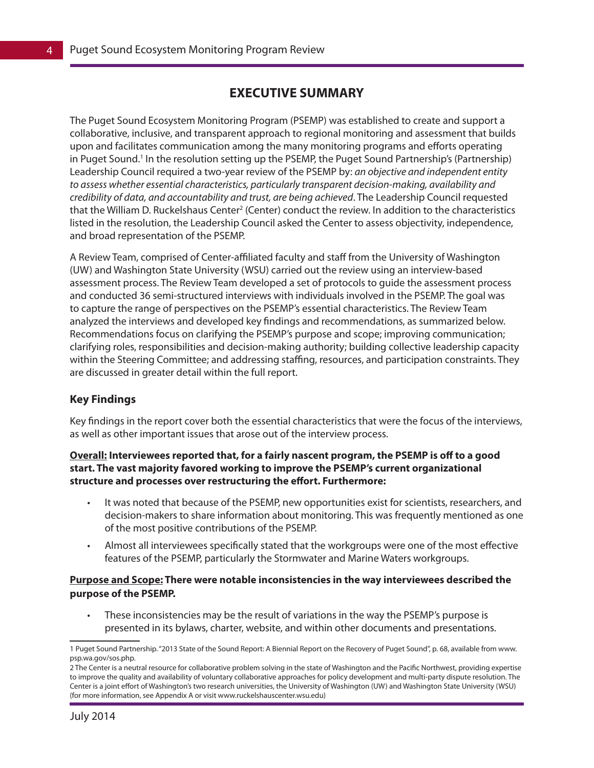# EXECUTIVE SUMMARY

The Puget Sound Ecosystem Monitoring Program (PSEMP) was established to create and support a collaborative, inclusive, and transparent approach to regional monitoring and assessment that builds upon and facilitates communication among the many monitoring programs and efforts operating in Puget Sound.[1] In the resolution setting up the PSEMP, the Puget Sound Partnership's (Partnership) Leadership Council required a two-year review of the PSEMP by: *an objective and independent entity to assess whether essential characteristics, particularly transparent decision-making, availability and credibility of data, and accountability and trust, are being achieved*. The Leadership Council requested that the William D. Ruckelshaus Center[2] (Center) conduct the review. In addition to the characteristics listed in the resolution, the Leadership Council asked the Center to assess objectivity, independence, and broad representation of the PSEMP.

A Review Team, comprised of Center-affiliated faculty and staff from the University of Washington (UW) and Washington State University (WSU) carried out the review using an interview-based assessment process. The Review Team developed a set of protocols to guide the assessment process and conducted 36 semi-structured interviews with individuals involved in the PSEMP. The goal was to capture the range of perspectives on the PSEMP's essential characteristics. The Review Team analyzed the interviews and developed key findings and recommendations, as summarized below. Recommendations focus on clarifying the PSEMP's purpose and scope; improving communication; clarifying roles, responsibilities and decision-making authority; building collective leadership capacity within the Steering Committee; and addressing staffing, resources, and participation constraints. They are discussed in greater detail within the full report.

## Key Findings

Key findings in the report cover both the essential characteristics that were the focus of the interviews, as well as other important issues that arose out of the interview process.

**Overall: Interviewees reported that, for a fairly nascent program, the PSEMP is off to a good start. The vast majority favored working to improve the PSEMP's current organizational structure and processes over restructuring the effort. Furthermore:**

- It was noted that because of the PSEMP, new opportunities exist for scientists, researchers, and decision-makers to share information about monitoring. This was frequently mentioned as one of the most positive contributions of the PSEMP.
- Almost all interviewees specifically stated that the workgroups were one of the most effective features of the PSEMP, particularly the Stormwater and Marine Waters workgroups.

**Purpose and Scope: There were notable inconsistencies in the way interviewees described the purpose of the PSEMP.**

- These inconsistencies may be the result of variations in the way the PSEMP's purpose is presented in its bylaws, charter, website, and within other documents and presentations.

---

1 Puget Sound Partnership. "2013 State of the Sound Report: A Biennial Report on the Recovery of Puget Sound", p. 68, available from www.psp.wa.gov/sos.php.

2 The Center is a neutral resource for collaborative problem solving in the state of Washington and the Pacific Northwest, providing expertise to improve the quality and availability of voluntary collaborative approaches for policy development and multi-party dispute resolution. The Center is a joint effort of Washington's two research universities, the University of Washington (UW) and Washington State University (WSU) (for more information, see Appendix A or visit www.ruckelshauscenter.wsu.edu)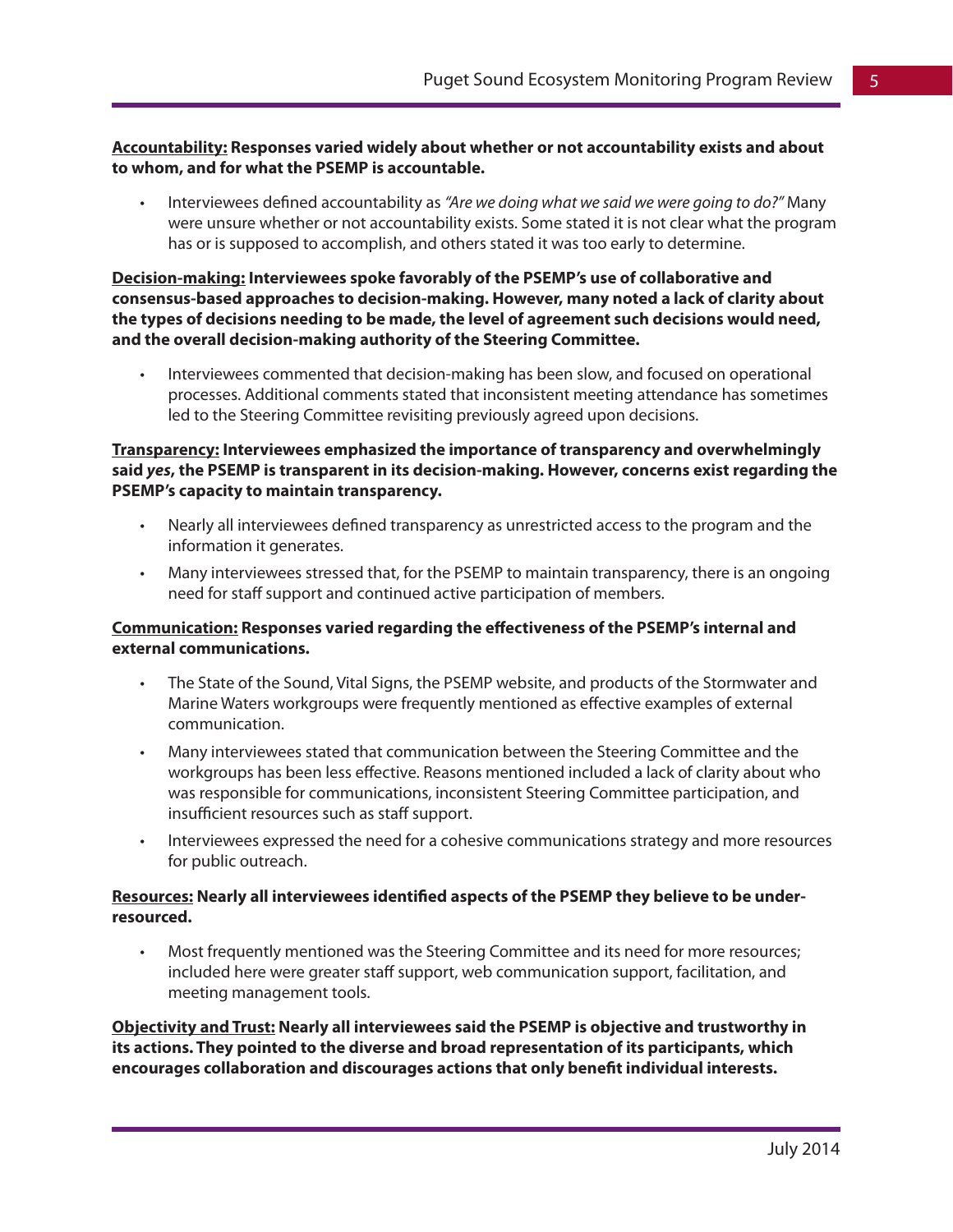**<u>Accountability:</u> Responses varied widely about whether or not accountability exists and about to whom, and for what the PSEMP is accountable.**

- Interviewees defined accountability as *"Are we doing what we said we were going to do?"* Many were unsure whether or not accountability exists. Some stated it is not clear what the program has or is supposed to accomplish, and others stated it was too early to determine.

**<u>Decision-making:</u> Interviewees spoke favorably of the PSEMP's use of collaborative and consensus-based approaches to decision-making. However, many noted a lack of clarity about the types of decisions needing to be made, the level of agreement such decisions would need, and the overall decision-making authority of the Steering Committee.**

- Interviewees commented that decision-making has been slow, and focused on operational processes. Additional comments stated that inconsistent meeting attendance has sometimes led to the Steering Committee revisiting previously agreed upon decisions.

**<u>Transparency:</u> Interviewees emphasized the importance of transparency and overwhelmingly said *yes*, the PSEMP is transparent in its decision-making. However, concerns exist regarding the PSEMP's capacity to maintain transparency.**

- Nearly all interviewees defined transparency as unrestricted access to the program and the information it generates.
- Many interviewees stressed that, for the PSEMP to maintain transparency, there is an ongoing need for staff support and continued active participation of members.

**<u>Communication:</u> Responses varied regarding the effectiveness of the PSEMP's internal and external communications.**

- The State of the Sound, Vital Signs, the PSEMP website, and products of the Stormwater and Marine Waters workgroups were frequently mentioned as effective examples of external communication.
- Many interviewees stated that communication between the Steering Committee and the workgroups has been less effective. Reasons mentioned included a lack of clarity about who was responsible for communications, inconsistent Steering Committee participation, and insufficient resources such as staff support.
- Interviewees expressed the need for a cohesive communications strategy and more resources for public outreach.

**<u>Resources:</u> Nearly all interviewees identified aspects of the PSEMP they believe to be under-resourced.**

- Most frequently mentioned was the Steering Committee and its need for more resources; included here were greater staff support, web communication support, facilitation, and meeting management tools.

**<u>Objectivity and Trust:</u> Nearly all interviewees said the PSEMP is objective and trustworthy in its actions. They pointed to the diverse and broad representation of its participants, which encourages collaboration and discourages actions that only benefit individual interests.**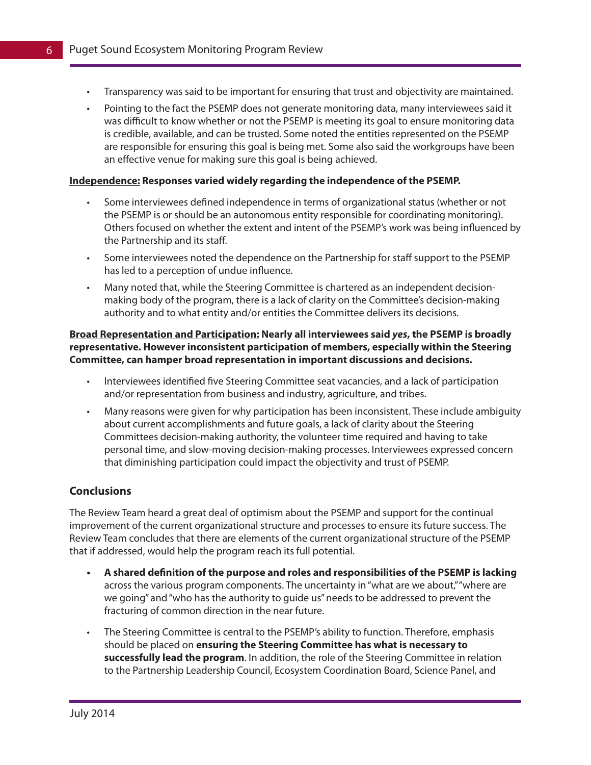- Transparency was said to be important for ensuring that trust and objectivity are maintained.
- Pointing to the fact the PSEMP does not generate monitoring data, many interviewees said it was difficult to know whether or not the PSEMP is meeting its goal to ensure monitoring data is credible, available, and can be trusted. Some noted the entities represented on the PSEMP are responsible for ensuring this goal is being met. Some also said the workgroups have been an effective venue for making sure this goal is being achieved.

**<u>Independence:</u> Responses varied widely regarding the independence of the PSEMP.**

- Some interviewees defined independence in terms of organizational status (whether or not the PSEMP is or should be an autonomous entity responsible for coordinating monitoring). Others focused on whether the extent and intent of the PSEMP's work was being influenced by the Partnership and its staff.
- Some interviewees noted the dependence on the Partnership for staff support to the PSEMP has led to a perception of undue influence.
- Many noted that, while the Steering Committee is chartered as an independent decision-making body of the program, there is a lack of clarity on the Committee's decision-making authority and to what entity and/or entities the Committee delivers its decisions.

**<u>Broad Representation and Participation:</u> Nearly all interviewees said *yes*, the PSEMP is broadly representative. However inconsistent participation of members, especially within the Steering Committee, can hamper broad representation in important discussions and decisions.**

- Interviewees identified five Steering Committee seat vacancies, and a lack of participation and/or representation from business and industry, agriculture, and tribes.
- Many reasons were given for why participation has been inconsistent. These include ambiguity about current accomplishments and future goals, a lack of clarity about the Steering Committees decision-making authority, the volunteer time required and having to take personal time, and slow-moving decision-making processes. Interviewees expressed concern that diminishing participation could impact the objectivity and trust of PSEMP.

## Conclusions

The Review Team heard a great deal of optimism about the PSEMP and support for the continual improvement of the current organizational structure and processes to ensure its future success. The Review Team concludes that there are elements of the current organizational structure of the PSEMP that if addressed, would help the program reach its full potential.

- **A shared definition of the purpose and roles and responsibilities of the PSEMP is lacking** across the various program components. The uncertainty in "what are we about," "where are we going" and "who has the authority to guide us" needs to be addressed to prevent the fracturing of common direction in the near future.
- The Steering Committee is central to the PSEMP's ability to function. Therefore, emphasis should be placed on **ensuring the Steering Committee has what is necessary to successfully lead the program**. In addition, the role of the Steering Committee in relation to the Partnership Leadership Council, Ecosystem Coordination Board, Science Panel, and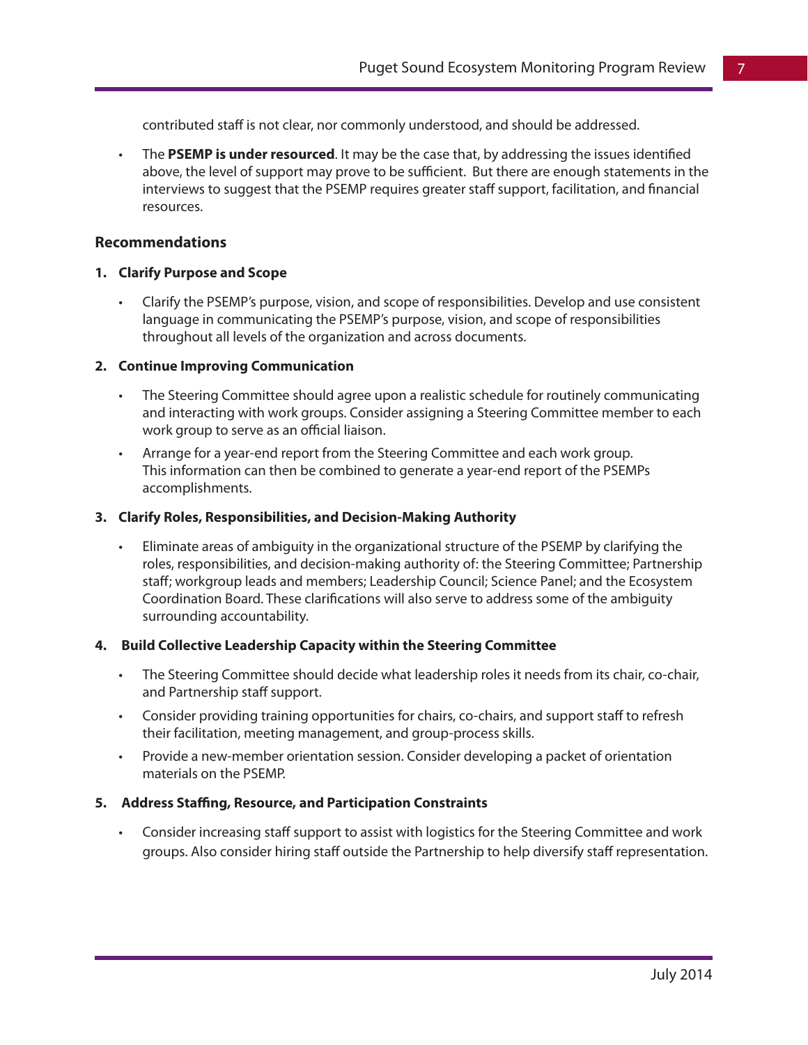contributed staff is not clear, nor commonly understood, and should be addressed.

- The **PSEMP is under resourced**. It may be the case that, by addressing the issues identified above, the level of support may prove to be sufficient. But there are enough statements in the interviews to suggest that the PSEMP requires greater staff support, facilitation, and financial resources.

## Recommendations

### 1. Clarify Purpose and Scope

- Clarify the PSEMP's purpose, vision, and scope of responsibilities. Develop and use consistent language in communicating the PSEMP's purpose, vision, and scope of responsibilities throughout all levels of the organization and across documents.

### 2. Continue Improving Communication

- The Steering Committee should agree upon a realistic schedule for routinely communicating and interacting with work groups. Consider assigning a Steering Committee member to each work group to serve as an official liaison.
- Arrange for a year-end report from the Steering Committee and each work group. This information can then be combined to generate a year-end report of the PSEMPs accomplishments.

### 3. Clarify Roles, Responsibilities, and Decision-Making Authority

- Eliminate areas of ambiguity in the organizational structure of the PSEMP by clarifying the roles, responsibilities, and decision-making authority of: the Steering Committee; Partnership staff; workgroup leads and members; Leadership Council; Science Panel; and the Ecosystem Coordination Board. These clarifications will also serve to address some of the ambiguity surrounding accountability.

### 4. Build Collective Leadership Capacity within the Steering Committee

- The Steering Committee should decide what leadership roles it needs from its chair, co-chair, and Partnership staff support.
- Consider providing training opportunities for chairs, co-chairs, and support staff to refresh their facilitation, meeting management, and group-process skills.
- Provide a new-member orientation session. Consider developing a packet of orientation materials on the PSEMP.

### 5. Address Staffing, Resource, and Participation Constraints

- Consider increasing staff support to assist with logistics for the Steering Committee and work groups. Also consider hiring staff outside the Partnership to help diversify staff representation.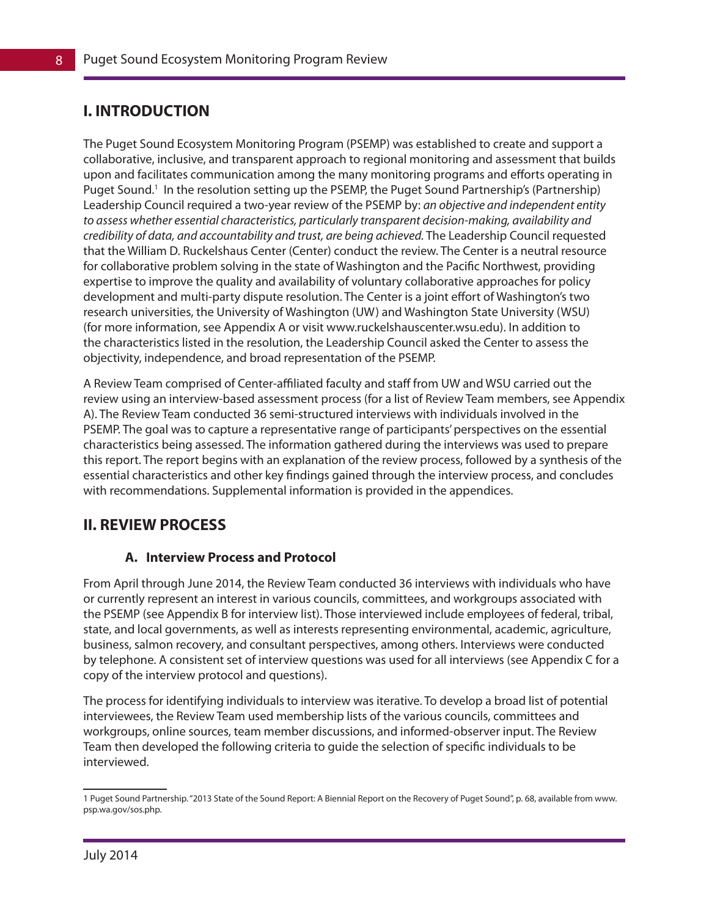## I. INTRODUCTION

The Puget Sound Ecosystem Monitoring Program (PSEMP) was established to create and support a collaborative, inclusive, and transparent approach to regional monitoring and assessment that builds upon and facilitates communication among the many monitoring programs and efforts operating in Puget Sound.[1] In the resolution setting up the PSEMP, the Puget Sound Partnership's (Partnership) Leadership Council required a two-year review of the PSEMP by: *an objective and independent entity to assess whether essential characteristics, particularly transparent decision-making, availability and credibility of data, and accountability and trust, are being achieved.* The Leadership Council requested that the William D. Ruckelshaus Center (Center) conduct the review. The Center is a neutral resource for collaborative problem solving in the state of Washington and the Pacific Northwest, providing expertise to improve the quality and availability of voluntary collaborative approaches for policy development and multi-party dispute resolution. The Center is a joint effort of Washington's two research universities, the University of Washington (UW) and Washington State University (WSU) (for more information, see Appendix A or visit www.ruckelshauscenter.wsu.edu). In addition to the characteristics listed in the resolution, the Leadership Council asked the Center to assess the objectivity, independence, and broad representation of the PSEMP.

A Review Team comprised of Center-affiliated faculty and staff from UW and WSU carried out the review using an interview-based assessment process (for a list of Review Team members, see Appendix A). The Review Team conducted 36 semi-structured interviews with individuals involved in the PSEMP. The goal was to capture a representative range of participants' perspectives on the essential characteristics being assessed. The information gathered during the interviews was used to prepare this report. The report begins with an explanation of the review process, followed by a synthesis of the essential characteristics and other key findings gained through the interview process, and concludes with recommendations. Supplemental information is provided in the appendices.

## II. REVIEW PROCESS

### A. Interview Process and Protocol

From April through June 2014, the Review Team conducted 36 interviews with individuals who have or currently represent an interest in various councils, committees, and workgroups associated with the PSEMP (see Appendix B for interview list). Those interviewed include employees of federal, tribal, state, and local governments, as well as interests representing environmental, academic, agriculture, business, salmon recovery, and consultant perspectives, among others. Interviews were conducted by telephone. A consistent set of interview questions was used for all interviews (see Appendix C for a copy of the interview protocol and questions).

The process for identifying individuals to interview was iterative. To develop a broad list of potential interviewees, the Review Team used membership lists of the various councils, committees and workgroups, online sources, team member discussions, and informed-observer input. The Review Team then developed the following criteria to guide the selection of specific individuals to be interviewed.

---

1 Puget Sound Partnership. "2013 State of the Sound Report: A Biennial Report on the Recovery of Puget Sound", p. 68, available from www.psp.wa.gov/sos.php.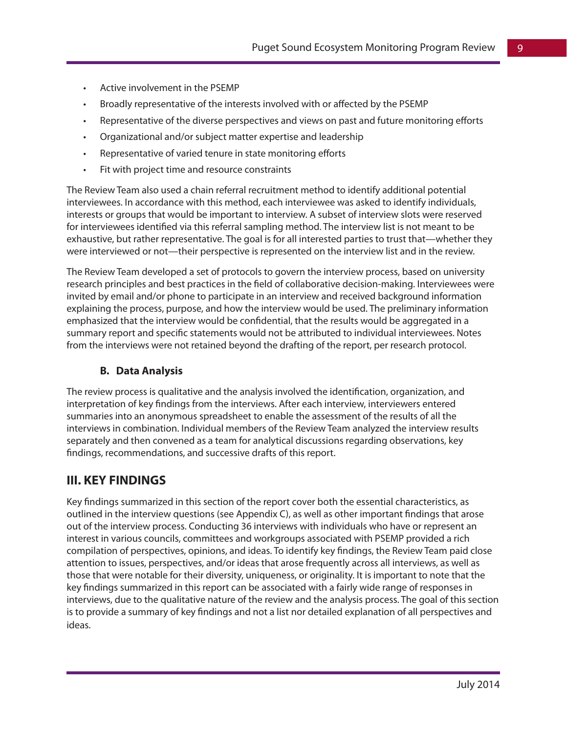- Active involvement in the PSEMP
- Broadly representative of the interests involved with or affected by the PSEMP
- Representative of the diverse perspectives and views on past and future monitoring efforts
- Organizational and/or subject matter expertise and leadership
- Representative of varied tenure in state monitoring efforts
- Fit with project time and resource constraints

The Review Team also used a chain referral recruitment method to identify additional potential interviewees. In accordance with this method, each interviewee was asked to identify individuals, interests or groups that would be important to interview. A subset of interview slots were reserved for interviewees identified via this referral sampling method. The interview list is not meant to be exhaustive, but rather representative. The goal is for all interested parties to trust that—whether they were interviewed or not—their perspective is represented on the interview list and in the review.

The Review Team developed a set of protocols to govern the interview process, based on university research principles and best practices in the field of collaborative decision-making. Interviewees were invited by email and/or phone to participate in an interview and received background information explaining the process, purpose, and how the interview would be used. The preliminary information emphasized that the interview would be confidential, that the results would be aggregated in a summary report and specific statements would not be attributed to individual interviewees. Notes from the interviews were not retained beyond the drafting of the report, per research protocol.

### B. Data Analysis

The review process is qualitative and the analysis involved the identification, organization, and interpretation of key findings from the interviews. After each interview, interviewers entered summaries into an anonymous spreadsheet to enable the assessment of the results of all the interviews in combination. Individual members of the Review Team analyzed the interview results separately and then convened as a team for analytical discussions regarding observations, key findings, recommendations, and successive drafts of this report.

## III. KEY FINDINGS

Key findings summarized in this section of the report cover both the essential characteristics, as outlined in the interview questions (see Appendix C), as well as other important findings that arose out of the interview process. Conducting 36 interviews with individuals who have or represent an interest in various councils, committees and workgroups associated with PSEMP provided a rich compilation of perspectives, opinions, and ideas. To identify key findings, the Review Team paid close attention to issues, perspectives, and/or ideas that arose frequently across all interviews, as well as those that were notable for their diversity, uniqueness, or originality. It is important to note that the key findings summarized in this report can be associated with a fairly wide range of responses in interviews, due to the qualitative nature of the review and the analysis process. The goal of this section is to provide a summary of key findings and not a list nor detailed explanation of all perspectives and ideas.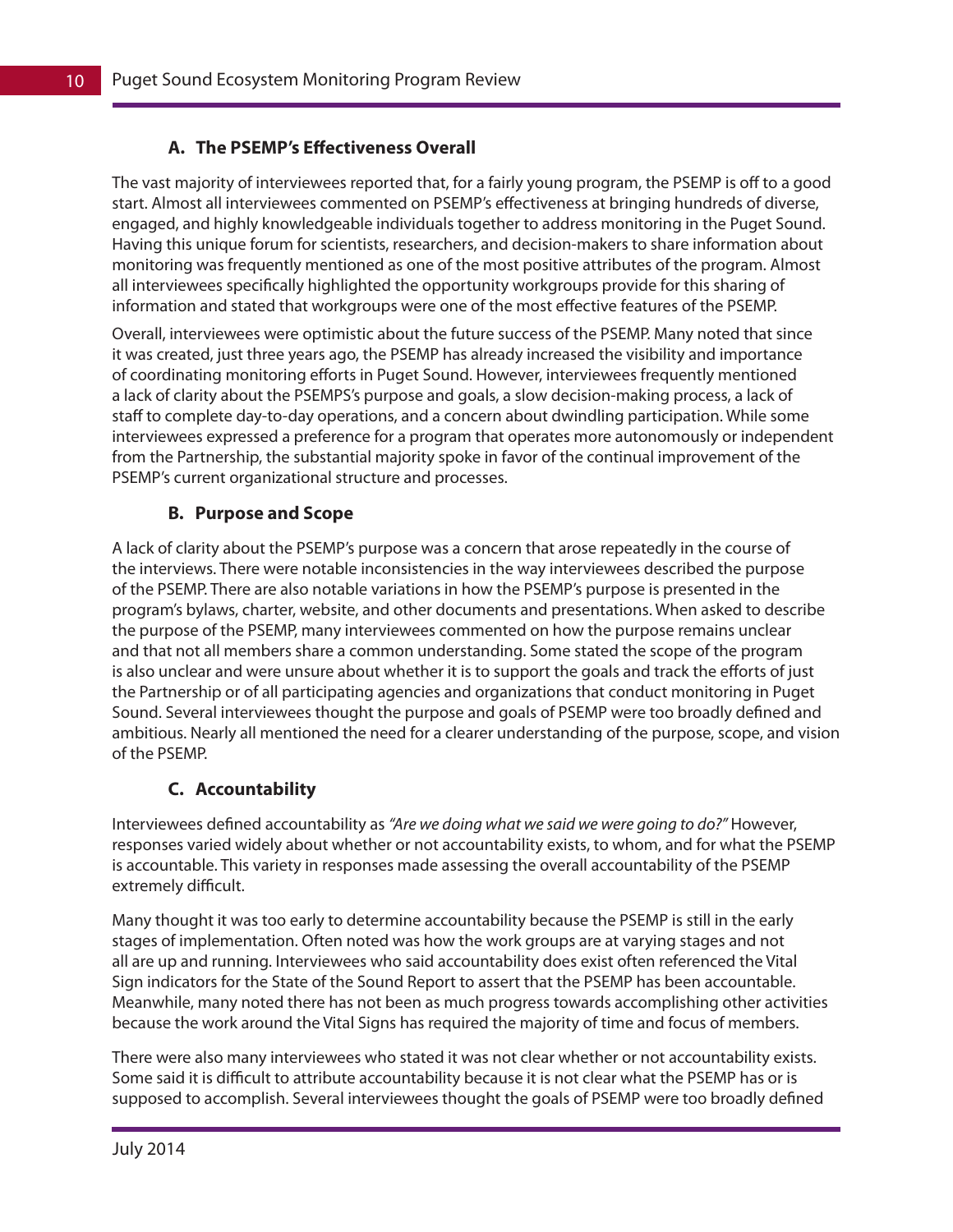### A. The PSEMP's Effectiveness Overall

The vast majority of interviewees reported that, for a fairly young program, the PSEMP is off to a good start. Almost all interviewees commented on PSEMP's effectiveness at bringing hundreds of diverse, engaged, and highly knowledgeable individuals together to address monitoring in the Puget Sound. Having this unique forum for scientists, researchers, and decision-makers to share information about monitoring was frequently mentioned as one of the most positive attributes of the program. Almost all interviewees specifically highlighted the opportunity workgroups provide for this sharing of information and stated that workgroups were one of the most effective features of the PSEMP.

Overall, interviewees were optimistic about the future success of the PSEMP. Many noted that since it was created, just three years ago, the PSEMP has already increased the visibility and importance of coordinating monitoring efforts in Puget Sound. However, interviewees frequently mentioned a lack of clarity about the PSEMPS's purpose and goals, a slow decision-making process, a lack of staff to complete day-to-day operations, and a concern about dwindling participation. While some interviewees expressed a preference for a program that operates more autonomously or independent from the Partnership, the substantial majority spoke in favor of the continual improvement of the PSEMP's current organizational structure and processes.

### B. Purpose and Scope

A lack of clarity about the PSEMP's purpose was a concern that arose repeatedly in the course of the interviews. There were notable inconsistencies in the way interviewees described the purpose of the PSEMP. There are also notable variations in how the PSEMP's purpose is presented in the program's bylaws, charter, website, and other documents and presentations. When asked to describe the purpose of the PSEMP, many interviewees commented on how the purpose remains unclear and that not all members share a common understanding. Some stated the scope of the program is also unclear and were unsure about whether it is to support the goals and track the efforts of just the Partnership or of all participating agencies and organizations that conduct monitoring in Puget Sound. Several interviewees thought the purpose and goals of PSEMP were too broadly defined and ambitious. Nearly all mentioned the need for a clearer understanding of the purpose, scope, and vision of the PSEMP.

### C. Accountability

Interviewees defined accountability as *"Are we doing what we said we were going to do?"* However, responses varied widely about whether or not accountability exists, to whom, and for what the PSEMP is accountable. This variety in responses made assessing the overall accountability of the PSEMP extremely difficult.

Many thought it was too early to determine accountability because the PSEMP is still in the early stages of implementation. Often noted was how the work groups are at varying stages and not all are up and running. Interviewees who said accountability does exist often referenced the Vital Sign indicators for the State of the Sound Report to assert that the PSEMP has been accountable. Meanwhile, many noted there has not been as much progress towards accomplishing other activities because the work around the Vital Signs has required the majority of time and focus of members.

There were also many interviewees who stated it was not clear whether or not accountability exists. Some said it is difficult to attribute accountability because it is not clear what the PSEMP has or is supposed to accomplish. Several interviewees thought the goals of PSEMP were too broadly defined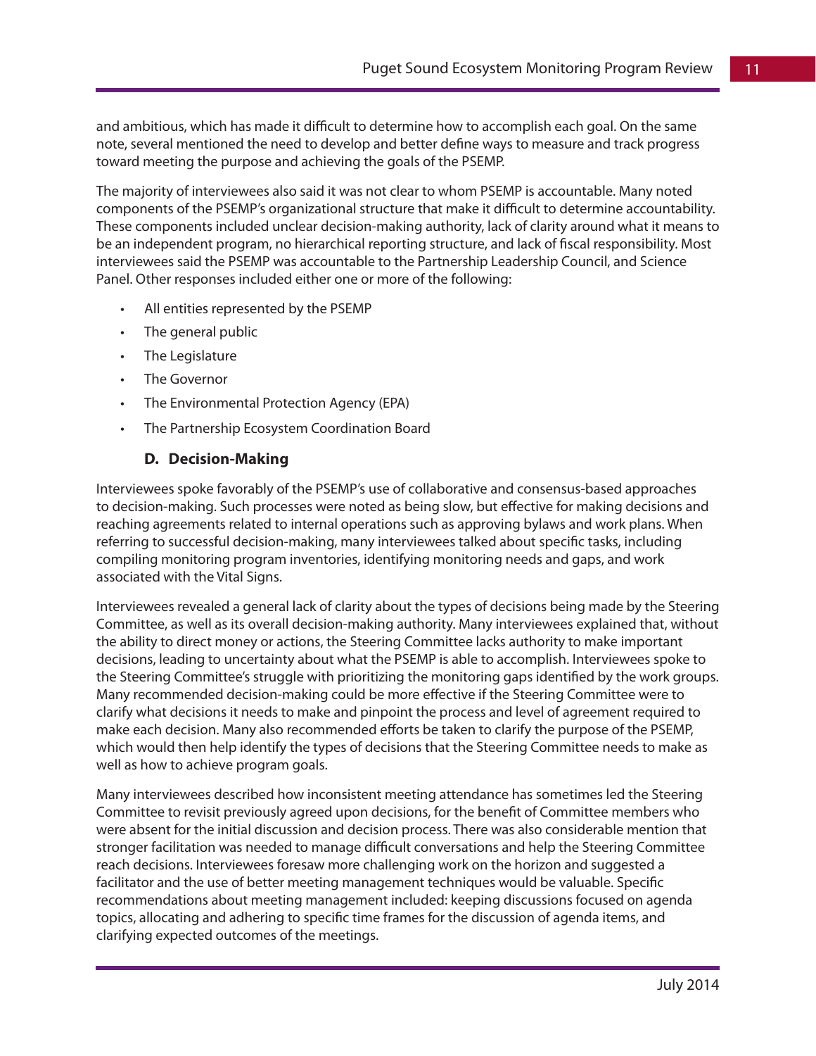and ambitious, which has made it difficult to determine how to accomplish each goal. On the same note, several mentioned the need to develop and better define ways to measure and track progress toward meeting the purpose and achieving the goals of the PSEMP.

The majority of interviewees also said it was not clear to whom PSEMP is accountable. Many noted components of the PSEMP's organizational structure that make it difficult to determine accountability. These components included unclear decision-making authority, lack of clarity around what it means to be an independent program, no hierarchical reporting structure, and lack of fiscal responsibility. Most interviewees said the PSEMP was accountable to the Partnership Leadership Council, and Science Panel. Other responses included either one or more of the following:

- All entities represented by the PSEMP
- The general public
- The Legislature
- The Governor
- The Environmental Protection Agency (EPA)
- The Partnership Ecosystem Coordination Board

### D. Decision-Making

Interviewees spoke favorably of the PSEMP's use of collaborative and consensus-based approaches to decision-making. Such processes were noted as being slow, but effective for making decisions and reaching agreements related to internal operations such as approving bylaws and work plans. When referring to successful decision-making, many interviewees talked about specific tasks, including compiling monitoring program inventories, identifying monitoring needs and gaps, and work associated with the Vital Signs.

Interviewees revealed a general lack of clarity about the types of decisions being made by the Steering Committee, as well as its overall decision-making authority. Many interviewees explained that, without the ability to direct money or actions, the Steering Committee lacks authority to make important decisions, leading to uncertainty about what the PSEMP is able to accomplish. Interviewees spoke to the Steering Committee's struggle with prioritizing the monitoring gaps identified by the work groups. Many recommended decision-making could be more effective if the Steering Committee were to clarify what decisions it needs to make and pinpoint the process and level of agreement required to make each decision. Many also recommended efforts be taken to clarify the purpose of the PSEMP, which would then help identify the types of decisions that the Steering Committee needs to make as well as how to achieve program goals.

Many interviewees described how inconsistent meeting attendance has sometimes led the Steering Committee to revisit previously agreed upon decisions, for the benefit of Committee members who were absent for the initial discussion and decision process. There was also considerable mention that stronger facilitation was needed to manage difficult conversations and help the Steering Committee reach decisions. Interviewees foresaw more challenging work on the horizon and suggested a facilitator and the use of better meeting management techniques would be valuable. Specific recommendations about meeting management included: keeping discussions focused on agenda topics, allocating and adhering to specific time frames for the discussion of agenda items, and clarifying expected outcomes of the meetings.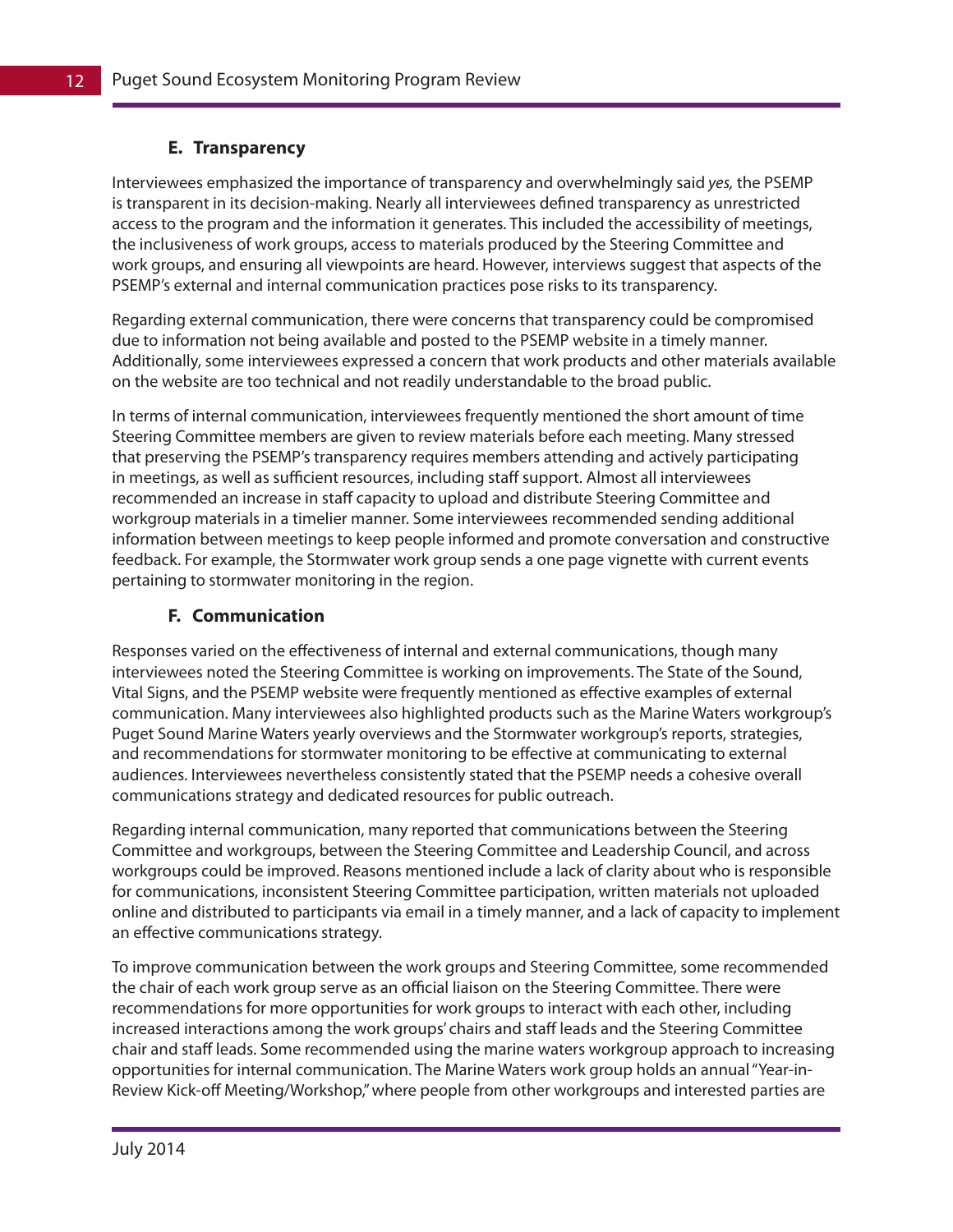### E. Transparency

Interviewees emphasized the importance of transparency and overwhelmingly said *yes,* the PSEMP is transparent in its decision-making. Nearly all interviewees defined transparency as unrestricted access to the program and the information it generates. This included the accessibility of meetings, the inclusiveness of work groups, access to materials produced by the Steering Committee and work groups, and ensuring all viewpoints are heard. However, interviews suggest that aspects of the PSEMP's external and internal communication practices pose risks to its transparency.

Regarding external communication, there were concerns that transparency could be compromised due to information not being available and posted to the PSEMP website in a timely manner. Additionally, some interviewees expressed a concern that work products and other materials available on the website are too technical and not readily understandable to the broad public.

In terms of internal communication, interviewees frequently mentioned the short amount of time Steering Committee members are given to review materials before each meeting. Many stressed that preserving the PSEMP's transparency requires members attending and actively participating in meetings, as well as sufficient resources, including staff support. Almost all interviewees recommended an increase in staff capacity to upload and distribute Steering Committee and workgroup materials in a timelier manner. Some interviewees recommended sending additional information between meetings to keep people informed and promote conversation and constructive feedback. For example, the Stormwater work group sends a one page vignette with current events pertaining to stormwater monitoring in the region.

### F. Communication

Responses varied on the effectiveness of internal and external communications, though many interviewees noted the Steering Committee is working on improvements. The State of the Sound, Vital Signs, and the PSEMP website were frequently mentioned as effective examples of external communication. Many interviewees also highlighted products such as the Marine Waters workgroup's Puget Sound Marine Waters yearly overviews and the Stormwater workgroup's reports, strategies, and recommendations for stormwater monitoring to be effective at communicating to external audiences. Interviewees nevertheless consistently stated that the PSEMP needs a cohesive overall communications strategy and dedicated resources for public outreach.

Regarding internal communication, many reported that communications between the Steering Committee and workgroups, between the Steering Committee and Leadership Council, and across workgroups could be improved. Reasons mentioned include a lack of clarity about who is responsible for communications, inconsistent Steering Committee participation, written materials not uploaded online and distributed to participants via email in a timely manner, and a lack of capacity to implement an effective communications strategy.

To improve communication between the work groups and Steering Committee, some recommended the chair of each work group serve as an official liaison on the Steering Committee. There were recommendations for more opportunities for work groups to interact with each other, including increased interactions among the work groups' chairs and staff leads and the Steering Committee chair and staff leads. Some recommended using the marine waters workgroup approach to increasing opportunities for internal communication. The Marine Waters work group holds an annual "Year-in-Review Kick-off Meeting/Workshop," where people from other workgroups and interested parties are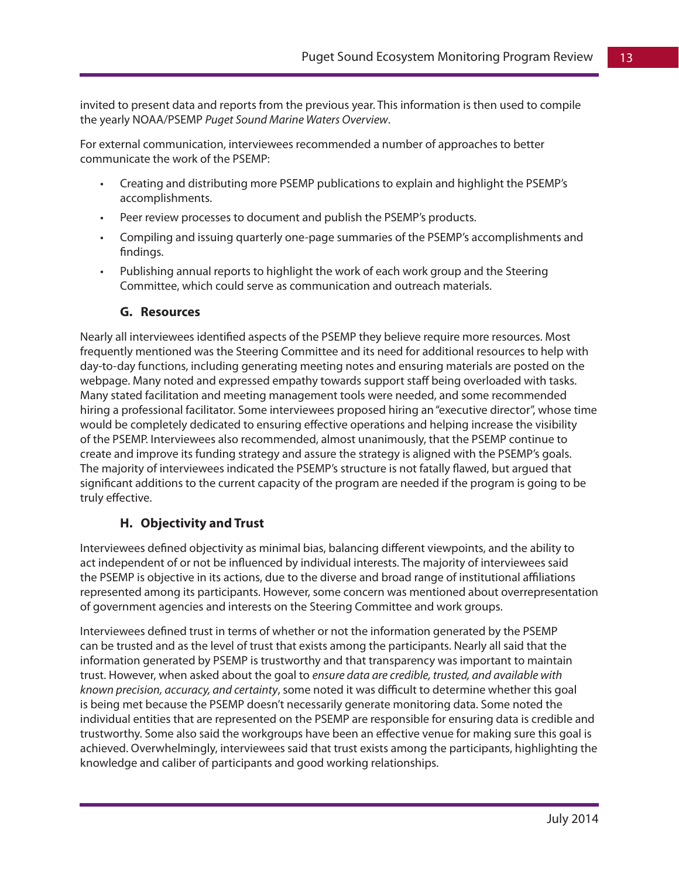invited to present data and reports from the previous year. This information is then used to compile the yearly NOAA/PSEMP *Puget Sound Marine Waters Overview*.

For external communication, interviewees recommended a number of approaches to better communicate the work of the PSEMP:

- Creating and distributing more PSEMP publications to explain and highlight the PSEMP's accomplishments.
- Peer review processes to document and publish the PSEMP's products.
- Compiling and issuing quarterly one-page summaries of the PSEMP's accomplishments and findings.
- Publishing annual reports to highlight the work of each work group and the Steering Committee, which could serve as communication and outreach materials.

### G. Resources

Nearly all interviewees identified aspects of the PSEMP they believe require more resources. Most frequently mentioned was the Steering Committee and its need for additional resources to help with day-to-day functions, including generating meeting notes and ensuring materials are posted on the webpage. Many noted and expressed empathy towards support staff being overloaded with tasks. Many stated facilitation and meeting management tools were needed, and some recommended hiring a professional facilitator. Some interviewees proposed hiring an "executive director", whose time would be completely dedicated to ensuring effective operations and helping increase the visibility of the PSEMP. Interviewees also recommended, almost unanimously, that the PSEMP continue to create and improve its funding strategy and assure the strategy is aligned with the PSEMP's goals. The majority of interviewees indicated the PSEMP's structure is not fatally flawed, but argued that significant additions to the current capacity of the program are needed if the program is going to be truly effective.

### H. Objectivity and Trust

Interviewees defined objectivity as minimal bias, balancing different viewpoints, and the ability to act independent of or not be influenced by individual interests. The majority of interviewees said the PSEMP is objective in its actions, due to the diverse and broad range of institutional affiliations represented among its participants. However, some concern was mentioned about overrepresentation of government agencies and interests on the Steering Committee and work groups.

Interviewees defined trust in terms of whether or not the information generated by the PSEMP can be trusted and as the level of trust that exists among the participants. Nearly all said that the information generated by PSEMP is trustworthy and that transparency was important to maintain trust. However, when asked about the goal to *ensure data are credible, trusted, and available with known precision, accuracy, and certainty*, some noted it was difficult to determine whether this goal is being met because the PSEMP doesn't necessarily generate monitoring data. Some noted the individual entities that are represented on the PSEMP are responsible for ensuring data is credible and trustworthy. Some also said the workgroups have been an effective venue for making sure this goal is achieved. Overwhelmingly, interviewees said that trust exists among the participants, highlighting the knowledge and caliber of participants and good working relationships.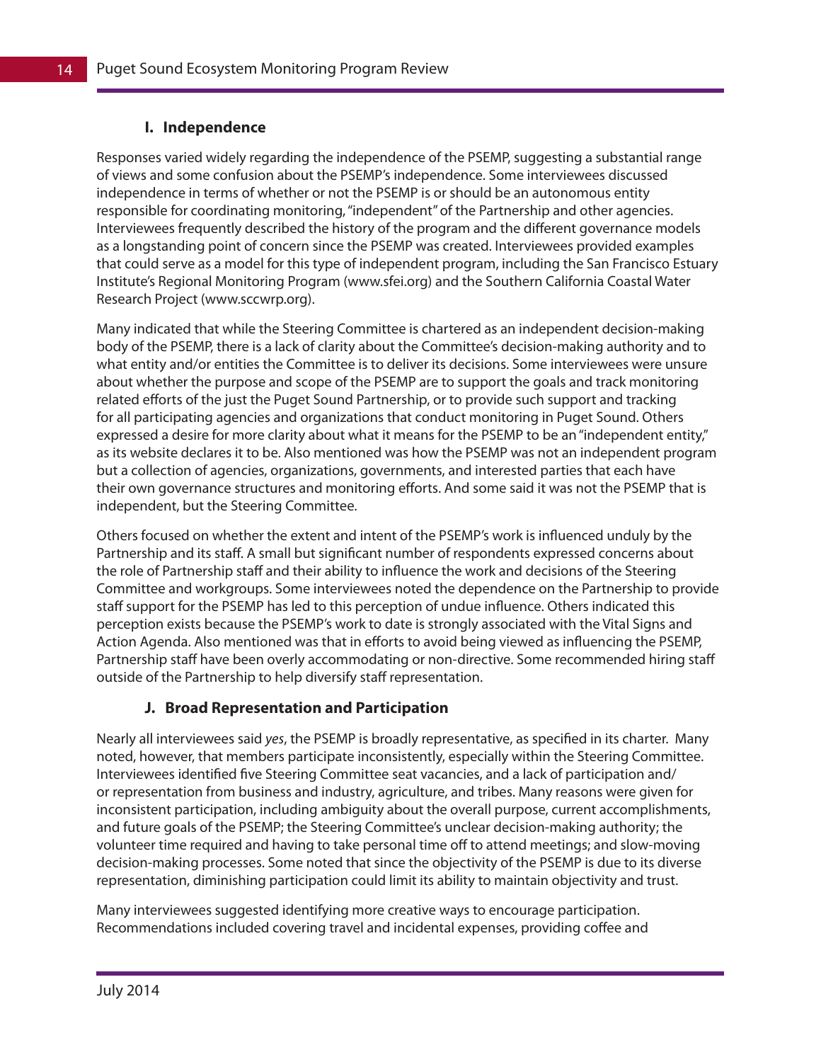### I. Independence

Responses varied widely regarding the independence of the PSEMP, suggesting a substantial range of views and some confusion about the PSEMP's independence. Some interviewees discussed independence in terms of whether or not the PSEMP is or should be an autonomous entity responsible for coordinating monitoring, "independent" of the Partnership and other agencies. Interviewees frequently described the history of the program and the different governance models as a longstanding point of concern since the PSEMP was created. Interviewees provided examples that could serve as a model for this type of independent program, including the San Francisco Estuary Institute's Regional Monitoring Program (www.sfei.org) and the Southern California Coastal Water Research Project (www.sccwrp.org).

Many indicated that while the Steering Committee is chartered as an independent decision-making body of the PSEMP, there is a lack of clarity about the Committee's decision-making authority and to what entity and/or entities the Committee is to deliver its decisions. Some interviewees were unsure about whether the purpose and scope of the PSEMP are to support the goals and track monitoring related efforts of the just the Puget Sound Partnership, or to provide such support and tracking for all participating agencies and organizations that conduct monitoring in Puget Sound. Others expressed a desire for more clarity about what it means for the PSEMP to be an "independent entity," as its website declares it to be. Also mentioned was how the PSEMP was not an independent program but a collection of agencies, organizations, governments, and interested parties that each have their own governance structures and monitoring efforts. And some said it was not the PSEMP that is independent, but the Steering Committee.

Others focused on whether the extent and intent of the PSEMP's work is influenced unduly by the Partnership and its staff. A small but significant number of respondents expressed concerns about the role of Partnership staff and their ability to influence the work and decisions of the Steering Committee and workgroups. Some interviewees noted the dependence on the Partnership to provide staff support for the PSEMP has led to this perception of undue influence. Others indicated this perception exists because the PSEMP's work to date is strongly associated with the Vital Signs and Action Agenda. Also mentioned was that in efforts to avoid being viewed as influencing the PSEMP, Partnership staff have been overly accommodating or non-directive. Some recommended hiring staff outside of the Partnership to help diversify staff representation.

### J. Broad Representation and Participation

Nearly all interviewees said *yes*, the PSEMP is broadly representative, as specified in its charter. Many noted, however, that members participate inconsistently, especially within the Steering Committee. Interviewees identified five Steering Committee seat vacancies, and a lack of participation and/or representation from business and industry, agriculture, and tribes. Many reasons were given for inconsistent participation, including ambiguity about the overall purpose, current accomplishments, and future goals of the PSEMP; the Steering Committee's unclear decision-making authority; the volunteer time required and having to take personal time off to attend meetings; and slow-moving decision-making processes. Some noted that since the objectivity of the PSEMP is due to its diverse representation, diminishing participation could limit its ability to maintain objectivity and trust.

Many interviewees suggested identifying more creative ways to encourage participation. Recommendations included covering travel and incidental expenses, providing coffee and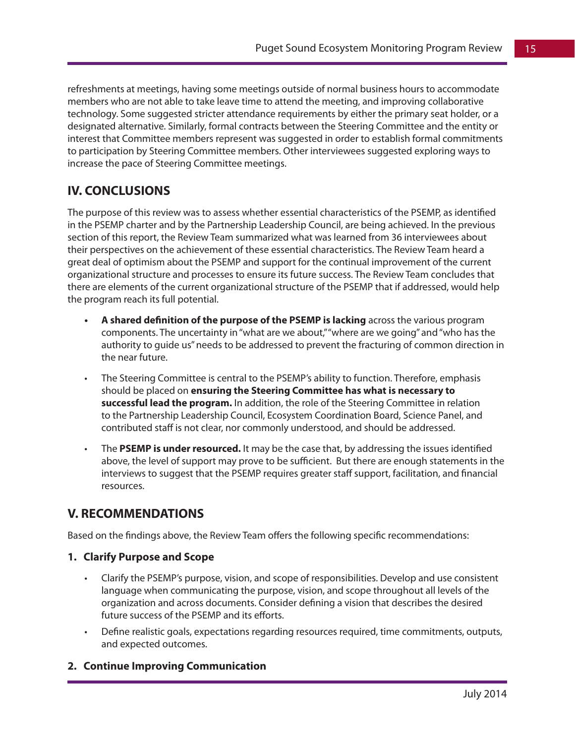refreshments at meetings, having some meetings outside of normal business hours to accommodate members who are not able to take leave time to attend the meeting, and improving collaborative technology. Some suggested stricter attendance requirements by either the primary seat holder, or a designated alternative. Similarly, formal contracts between the Steering Committee and the entity or interest that Committee members represent was suggested in order to establish formal commitments to participation by Steering Committee members. Other interviewees suggested exploring ways to increase the pace of Steering Committee meetings.

## IV. CONCLUSIONS

The purpose of this review was to assess whether essential characteristics of the PSEMP, as identified in the PSEMP charter and by the Partnership Leadership Council, are being achieved. In the previous section of this report, the Review Team summarized what was learned from 36 interviewees about their perspectives on the achievement of these essential characteristics. The Review Team heard a great deal of optimism about the PSEMP and support for the continual improvement of the current organizational structure and processes to ensure its future success. The Review Team concludes that there are elements of the current organizational structure of the PSEMP that if addressed, would help the program reach its full potential.

- **A shared definition of the purpose of the PSEMP is lacking** across the various program components. The uncertainty in "what are we about," "where are we going" and "who has the authority to guide us" needs to be addressed to prevent the fracturing of common direction in the near future.
- The Steering Committee is central to the PSEMP's ability to function. Therefore, emphasis should be placed on **ensuring the Steering Committee has what is necessary to successful lead the program.** In addition, the role of the Steering Committee in relation to the Partnership Leadership Council, Ecosystem Coordination Board, Science Panel, and contributed staff is not clear, nor commonly understood, and should be addressed.
- The **PSEMP is under resourced.** It may be the case that, by addressing the issues identified above, the level of support may prove to be sufficient. But there are enough statements in the interviews to suggest that the PSEMP requires greater staff support, facilitation, and financial resources.

## V. RECOMMENDATIONS

Based on the findings above, the Review Team offers the following specific recommendations:

### 1. Clarify Purpose and Scope

- Clarify the PSEMP's purpose, vision, and scope of responsibilities. Develop and use consistent language when communicating the purpose, vision, and scope throughout all levels of the organization and across documents. Consider defining a vision that describes the desired future success of the PSEMP and its efforts.
- Define realistic goals, expectations regarding resources required, time commitments, outputs, and expected outcomes.

### 2. Continue Improving Communication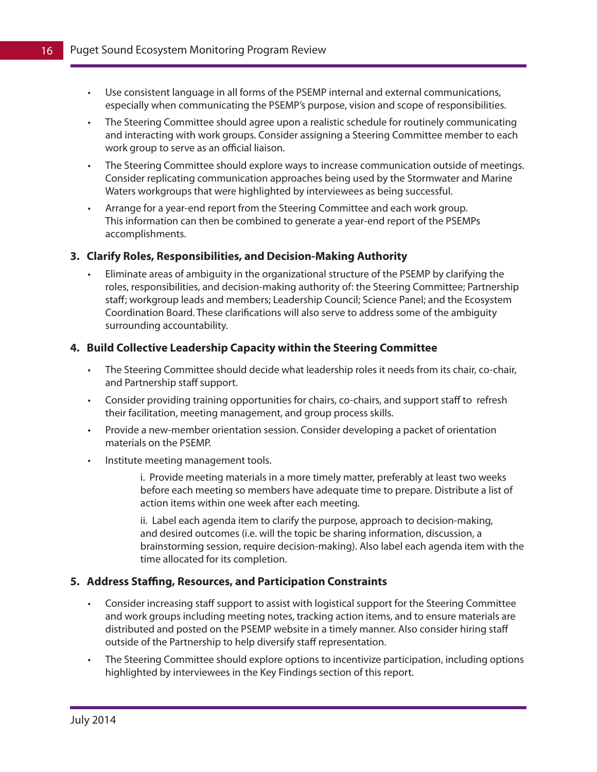- Use consistent language in all forms of the PSEMP internal and external communications, especially when communicating the PSEMP's purpose, vision and scope of responsibilities.
- The Steering Committee should agree upon a realistic schedule for routinely communicating and interacting with work groups. Consider assigning a Steering Committee member to each work group to serve as an official liaison.
- The Steering Committee should explore ways to increase communication outside of meetings. Consider replicating communication approaches being used by the Stormwater and Marine Waters workgroups that were highlighted by interviewees as being successful.
- Arrange for a year-end report from the Steering Committee and each work group. This information can then be combined to generate a year-end report of the PSEMPs accomplishments.

**3. Clarify Roles, Responsibilities, and Decision-Making Authority**

- Eliminate areas of ambiguity in the organizational structure of the PSEMP by clarifying the roles, responsibilities, and decision-making authority of: the Steering Committee; Partnership staff; workgroup leads and members; Leadership Council; Science Panel; and the Ecosystem Coordination Board. These clarifications will also serve to address some of the ambiguity surrounding accountability.

**4. Build Collective Leadership Capacity within the Steering Committee**

- The Steering Committee should decide what leadership roles it needs from its chair, co-chair, and Partnership staff support.
- Consider providing training opportunities for chairs, co-chairs, and support staff to refresh their facilitation, meeting management, and group process skills.
- Provide a new-member orientation session. Consider developing a packet of orientation materials on the PSEMP.
- Institute meeting management tools.

  i. Provide meeting materials in a more timely matter, preferably at least two weeks before each meeting so members have adequate time to prepare. Distribute a list of action items within one week after each meeting.

  ii. Label each agenda item to clarify the purpose, approach to decision-making, and desired outcomes (i.e. will the topic be sharing information, discussion, a brainstorming session, require decision-making). Also label each agenda item with the time allocated for its completion.

**5. Address Staffing, Resources, and Participation Constraints**

- Consider increasing staff support to assist with logistical support for the Steering Committee and work groups including meeting notes, tracking action items, and to ensure materials are distributed and posted on the PSEMP website in a timely manner. Also consider hiring staff outside of the Partnership to help diversify staff representation.
- The Steering Committee should explore options to incentivize participation, including options highlighted by interviewees in the Key Findings section of this report.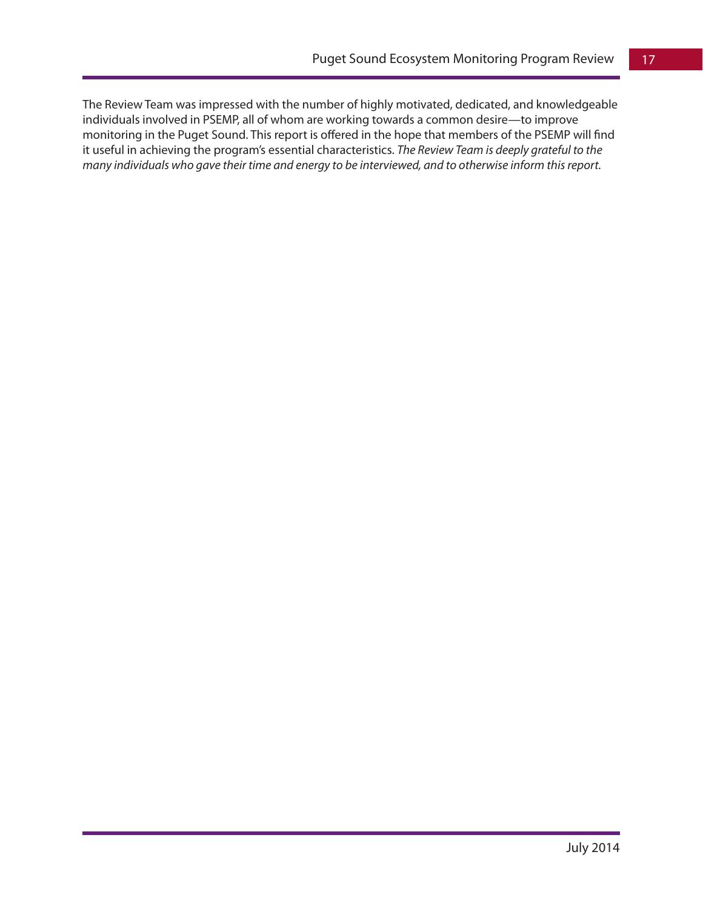The Review Team was impressed with the number of highly motivated, dedicated, and knowledgeable individuals involved in PSEMP, all of whom are working towards a common desire—to improve monitoring in the Puget Sound. This report is offered in the hope that members of the PSEMP will find it useful in achieving the program's essential characteristics. *The Review Team is deeply grateful to the many individuals who gave their time and energy to be interviewed, and to otherwise inform this report.*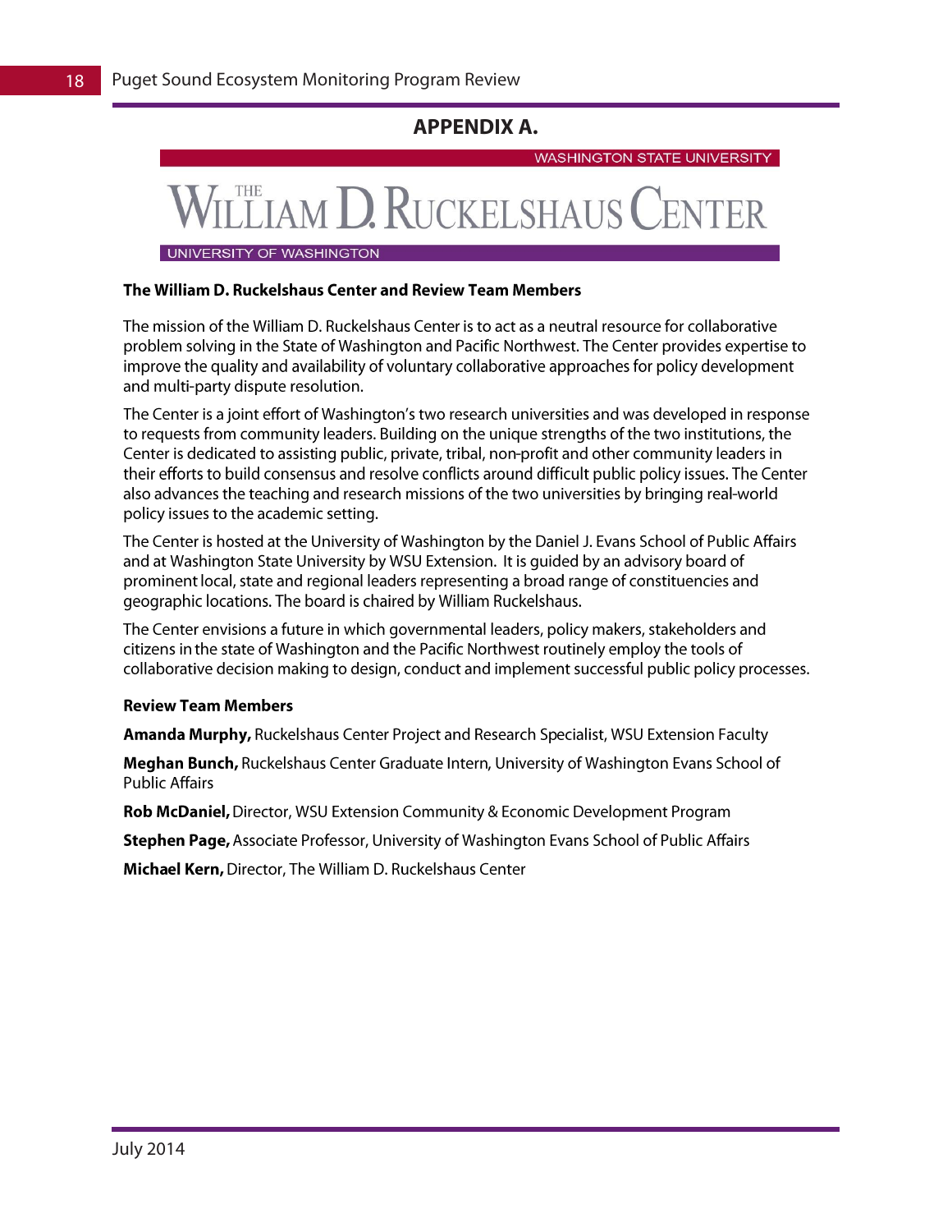# APPENDIX A.

WASHINGTON STATE UNIVERSITY

THE WILLIAM D. RUCKELSHAUS CENTER

UNIVERSITY OF WASHINGTON

**The William D. Ruckelshaus Center and Review Team Members**

The mission of the William D. Ruckelshaus Center is to act as a neutral resource for collaborative problem solving in the State of Washington and Pacific Northwest. The Center provides expertise to improve the quality and availability of voluntary collaborative approaches for policy development and multi-party dispute resolution.

The Center is a joint effort of Washington's two research universities and was developed in response to requests from community leaders. Building on the unique strengths of the two institutions, the Center is dedicated to assisting public, private, tribal, non-profit and other community leaders in their efforts to build consensus and resolve conflicts around difficult public policy issues. The Center also advances the teaching and research missions of the two universities by bringing real-world policy issues to the academic setting.

The Center is hosted at the University of Washington by the Daniel J. Evans School of Public Affairs and at Washington State University by WSU Extension. It is guided by an advisory board of prominent local, state and regional leaders representing a broad range of constituencies and geographic locations. The board is chaired by William Ruckelshaus.

The Center envisions a future in which governmental leaders, policy makers, stakeholders and citizens in the state of Washington and the Pacific Northwest routinely employ the tools of collaborative decision making to design, conduct and implement successful public policy processes.

**Review Team Members**

**Amanda Murphy,** Ruckelshaus Center Project and Research Specialist, WSU Extension Faculty

**Meghan Bunch,** Ruckelshaus Center Graduate Intern, University of Washington Evans School of Public Affairs

**Rob McDaniel,** Director, WSU Extension Community & Economic Development Program

**Stephen Page,** Associate Professor, University of Washington Evans School of Public Affairs

**Michael Kern,** Director, The William D. Ruckelshaus Center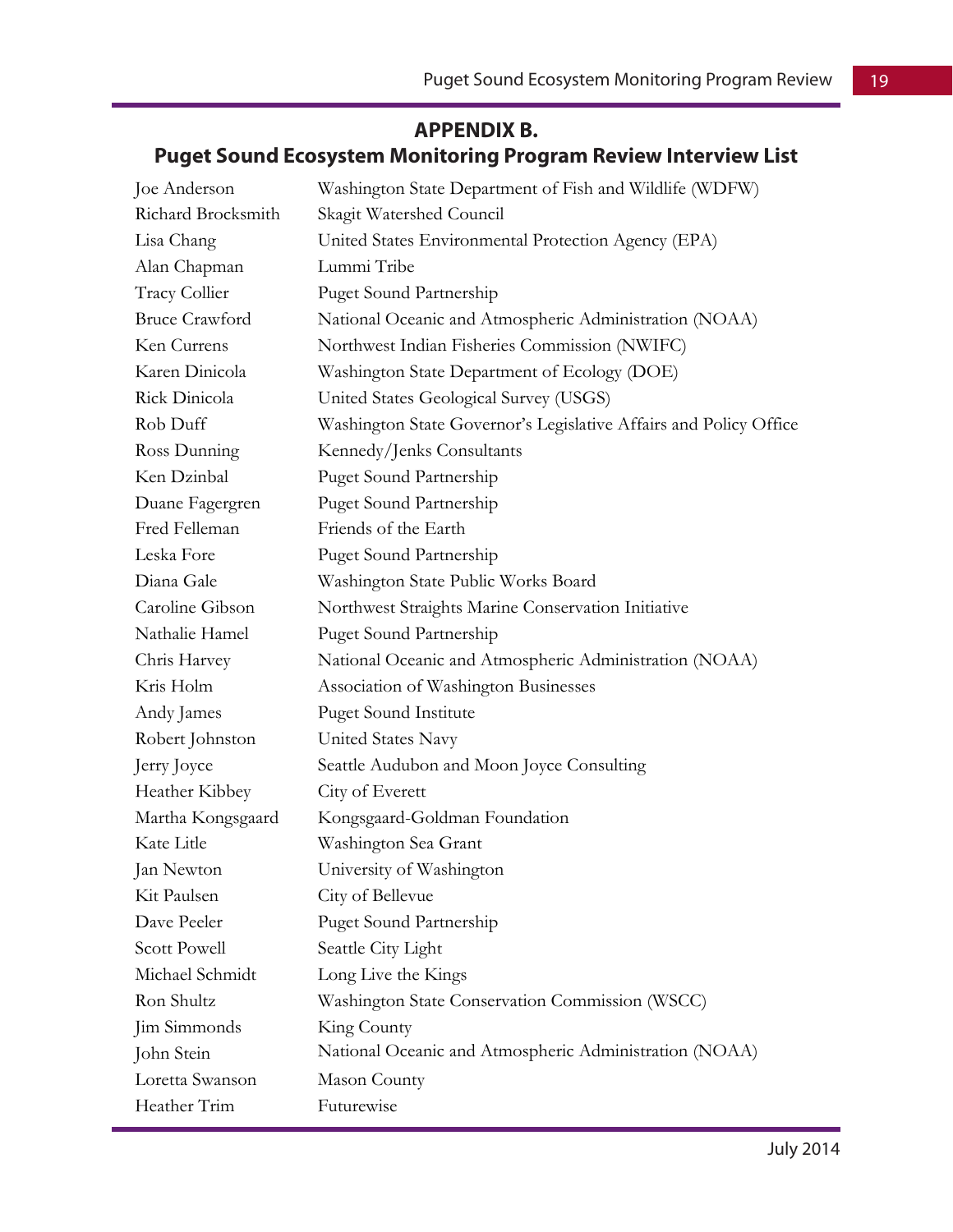# APPENDIX B.
## Puget Sound Ecosystem Monitoring Program Review Interview List

| | |
|---|---|
| Joe Anderson | Washington State Department of Fish and Wildlife (WDFW) |
| Richard Brocksmith | Skagit Watershed Council |
| Lisa Chang | United States Environmental Protection Agency (EPA) |
| Alan Chapman | Lummi Tribe |
| Tracy Collier | Puget Sound Partnership |
| Bruce Crawford | National Oceanic and Atmospheric Administration (NOAA) |
| Ken Currens | Northwest Indian Fisheries Commission (NWIFC) |
| Karen Dinicola | Washington State Department of Ecology (DOE) |
| Rick Dinicola | United States Geological Survey (USGS) |
| Rob Duff | Washington State Governor's Legislative Affairs and Policy Office |
| Ross Dunning | Kennedy/Jenks Consultants |
| Ken Dzinbal | Puget Sound Partnership |
| Duane Fagergren | Puget Sound Partnership |
| Fred Felleman | Friends of the Earth |
| Leska Fore | Puget Sound Partnership |
| Diana Gale | Washington State Public Works Board |
| Caroline Gibson | Northwest Straights Marine Conservation Initiative |
| Nathalie Hamel | Puget Sound Partnership |
| Chris Harvey | National Oceanic and Atmospheric Administration (NOAA) |
| Kris Holm | Association of Washington Businesses |
| Andy James | Puget Sound Institute |
| Robert Johnston | United States Navy |
| Jerry Joyce | Seattle Audubon and Moon Joyce Consulting |
| Heather Kibbey | City of Everett |
| Martha Kongsgaard | Kongsgaard-Goldman Foundation |
| Kate Litle | Washington Sea Grant |
| Jan Newton | University of Washington |
| Kit Paulsen | City of Bellevue |
| Dave Peeler | Puget Sound Partnership |
| Scott Powell | Seattle City Light |
| Michael Schmidt | Long Live the Kings |
| Ron Shultz | Washington State Conservation Commission (WSCC) |
| Jim Simmonds | King County |
| John Stein | National Oceanic and Atmospheric Administration (NOAA) |
| Loretta Swanson | Mason County |
| Heather Trim | Futurewise |

July 2014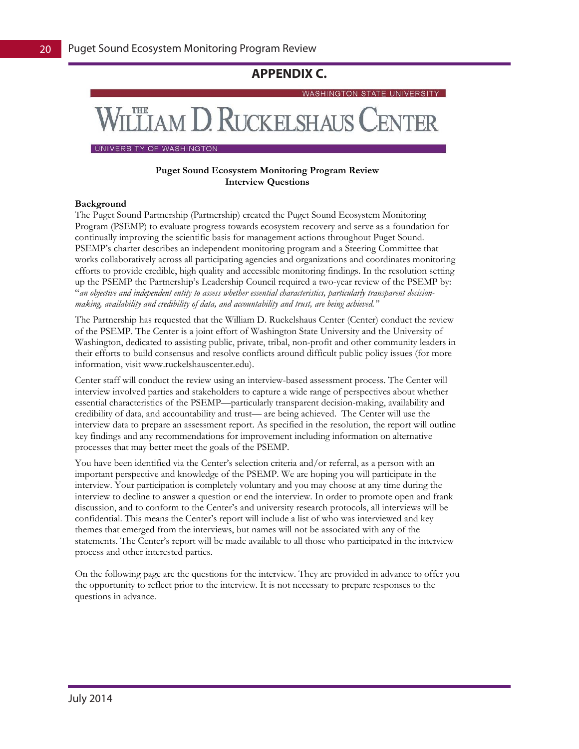# APPENDIX C.

WASHINGTON STATE UNIVERSITY

THE WILLIAM D. RUCKELSHAUS CENTER

UNIVERSITY OF WASHINGTON

**Puget Sound Ecosystem Monitoring Program Review**
**Interview Questions**

**Background**

The Puget Sound Partnership (Partnership) created the Puget Sound Ecosystem Monitoring Program (PSEMP) to evaluate progress towards ecosystem recovery and serve as a foundation for continually improving the scientific basis for management actions throughout Puget Sound. PSEMP's charter describes an independent monitoring program and a Steering Committee that works collaboratively across all participating agencies and organizations and coordinates monitoring efforts to provide credible, high quality and accessible monitoring findings. In the resolution setting up the PSEMP the Partnership's Leadership Council required a two-year review of the PSEMP by: "*an objective and independent entity to assess whether essential characteristics, particularly transparent decision-making, availability and credibility of data, and accountability and trust, are being achieved.*"

The Partnership has requested that the William D. Ruckelshaus Center (Center) conduct the review of the PSEMP. The Center is a joint effort of Washington State University and the University of Washington, dedicated to assisting public, private, tribal, non-profit and other community leaders in their efforts to build consensus and resolve conflicts around difficult public policy issues (for more information, visit www.ruckelshauscenter.edu).

Center staff will conduct the review using an interview-based assessment process. The Center will interview involved parties and stakeholders to capture a wide range of perspectives about whether essential characteristics of the PSEMP—particularly transparent decision-making, availability and credibility of data, and accountability and trust— are being achieved. The Center will use the interview data to prepare an assessment report. As specified in the resolution, the report will outline key findings and any recommendations for improvement including information on alternative processes that may better meet the goals of the PSEMP.

You have been identified via the Center's selection criteria and/or referral, as a person with an important perspective and knowledge of the PSEMP. We are hoping you will participate in the interview. Your participation is completely voluntary and you may choose at any time during the interview to decline to answer a question or end the interview. In order to promote open and frank discussion, and to conform to the Center's and university research protocols, all interviews will be confidential. This means the Center's report will include a list of who was interviewed and key themes that emerged from the interviews, but names will not be associated with any of the statements. The Center's report will be made available to all those who participated in the interview process and other interested parties.

On the following page are the questions for the interview. They are provided in advance to offer you the opportunity to reflect prior to the interview. It is not necessary to prepare responses to the questions in advance.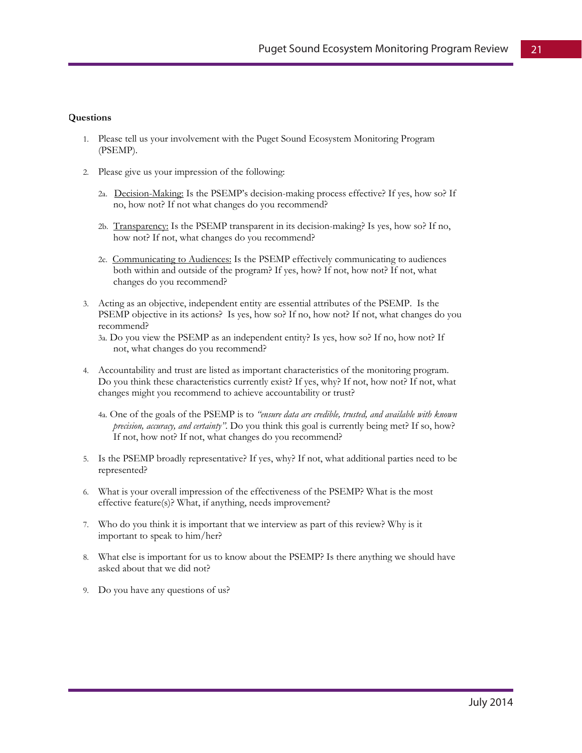**Questions**

1. Please tell us your involvement with the Puget Sound Ecosystem Monitoring Program (PSEMP).

2. Please give us your impression of the following:

   2a. Decision-Making: Is the PSEMP's decision-making process effective? If yes, how so? If no, how not? If not what changes do you recommend?

   2b. Transparency: Is the PSEMP transparent in its decision-making? Is yes, how so? If no, how not? If not, what changes do you recommend?

   2c. Communicating to Audiences: Is the PSEMP effectively communicating to audiences both within and outside of the program? If yes, how? If not, how not? If not, what changes do you recommend?

3. Acting as an objective, independent entity are essential attributes of the PSEMP. Is the PSEMP objective in its actions? Is yes, how so? If no, how not? If not, what changes do you recommend?

   3a. Do you view the PSEMP as an independent entity? Is yes, how so? If no, how not? If not, what changes do you recommend?

4. Accountability and trust are listed as important characteristics of the monitoring program. Do you think these characteristics currently exist? If yes, why? If not, how not? If not, what changes might you recommend to achieve accountability or trust?

   4a. One of the goals of the PSEMP is to *"ensure data are credible, trusted, and available with known precision, accuracy, and certainty"*. Do you think this goal is currently being met? If so, how? If not, how not? If not, what changes do you recommend?

5. Is the PSEMP broadly representative? If yes, why? If not, what additional parties need to be represented?

6. What is your overall impression of the effectiveness of the PSEMP? What is the most effective feature(s)? What, if anything, needs improvement?

7. Who do you think it is important that we interview as part of this review? Why is it important to speak to him/her?

8. What else is important for us to know about the PSEMP? Is there anything we should have asked about that we did not?

9. Do you have any questions of us?